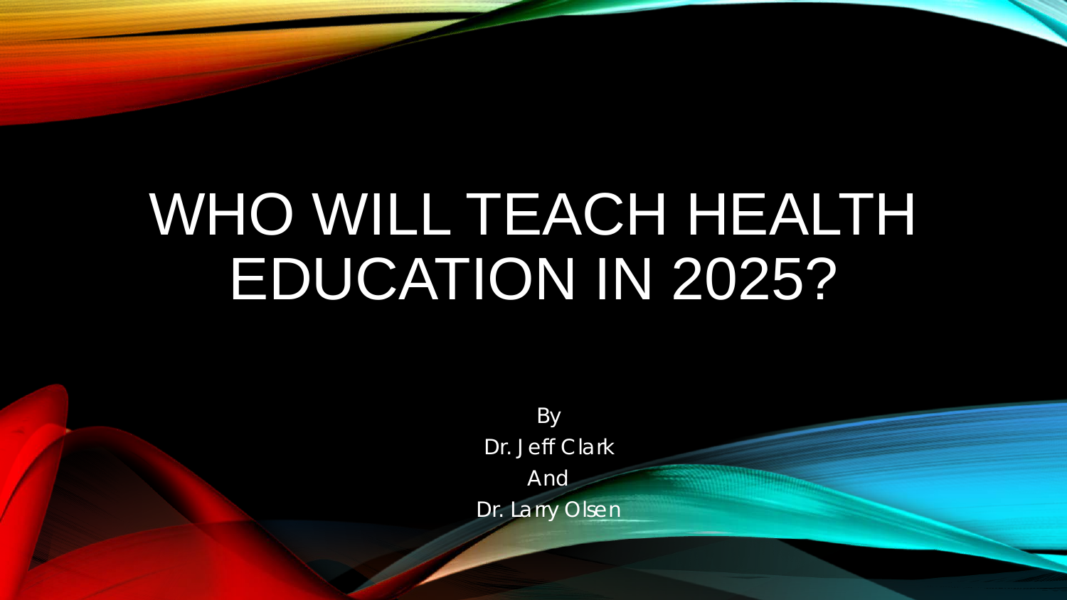# WHO WILL TEACH HEALTH EDUCATION IN 2025?

By

Dr. Jeff Clark

And

Dr. Larry Olsen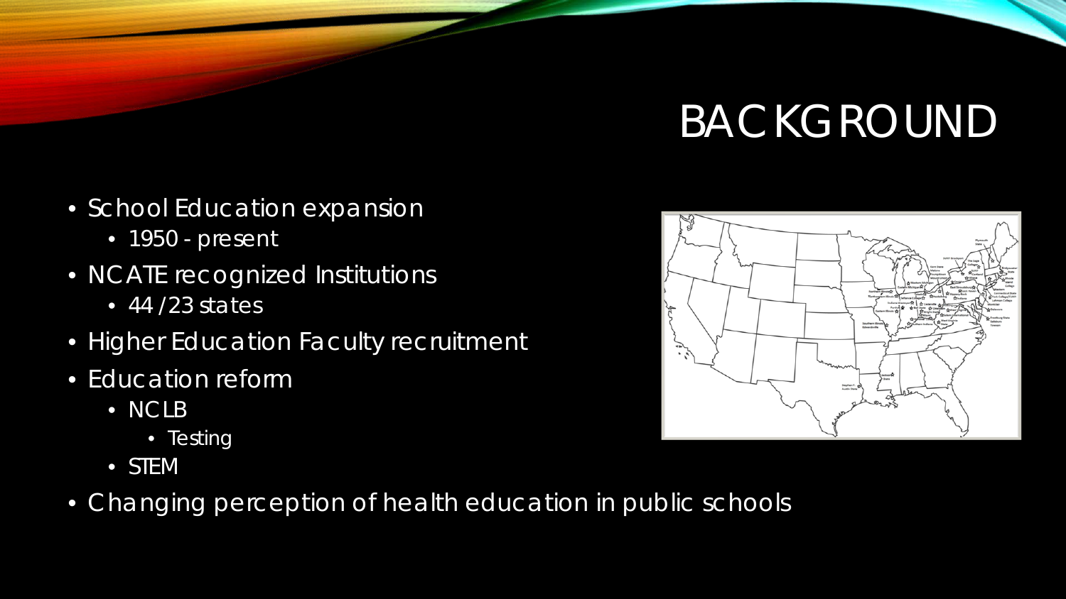# BACKGROUND

- School Education expansion
  - 1950 - present
- NCATE recognized Institutions
  - 44 /23 states
- Higher Education Faculty recruitment
- Education reform
  - NCLB
    - Testing
  - STEM
- Changing perception of health education in public schools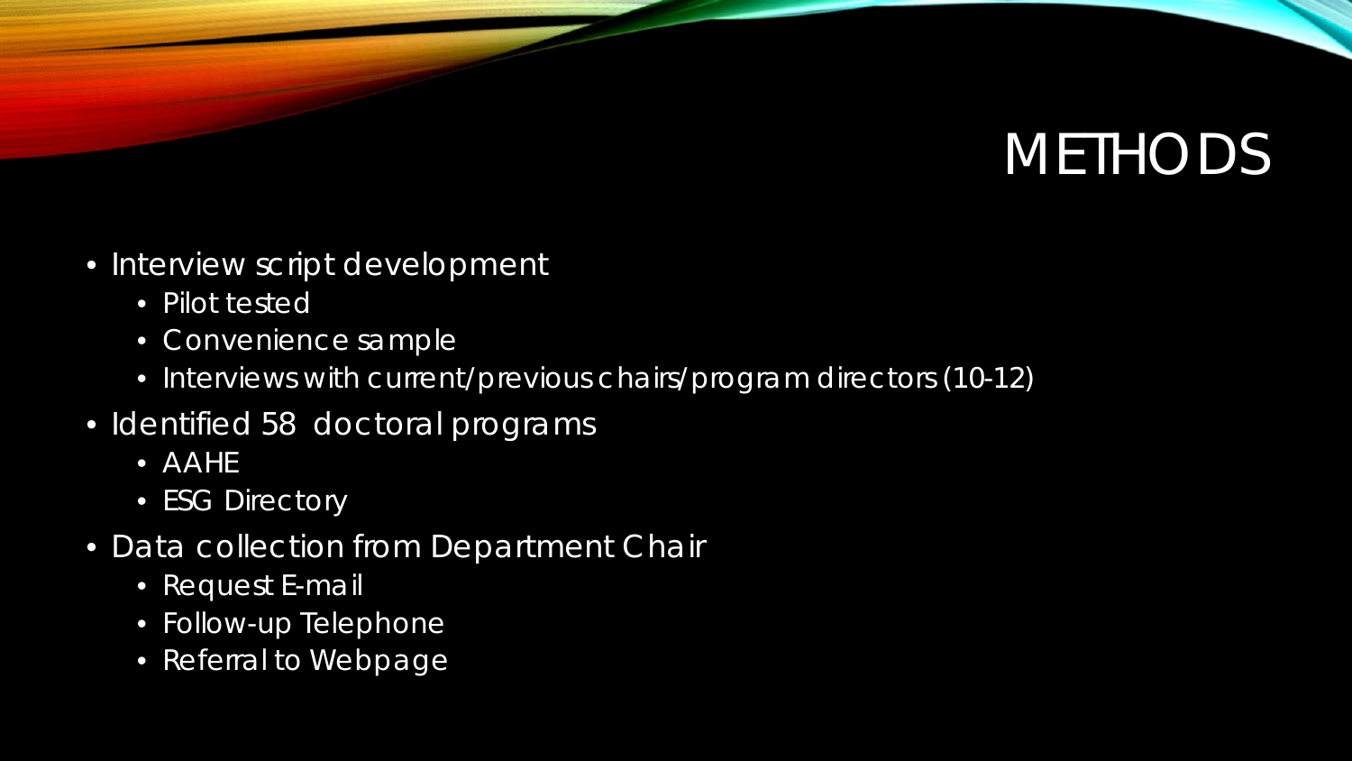# METHODS

- Interview script development
  - Pilot tested
  - Convenience sample
  - Interviews with current/previous chairs/program directors (10-12)
- Identified 58 doctoral programs
  - AAHE
  - ESG Directory
- Data collection from Department Chair
  - Request E-mail
  - Follow-up Telephone
  - Referral to Webpage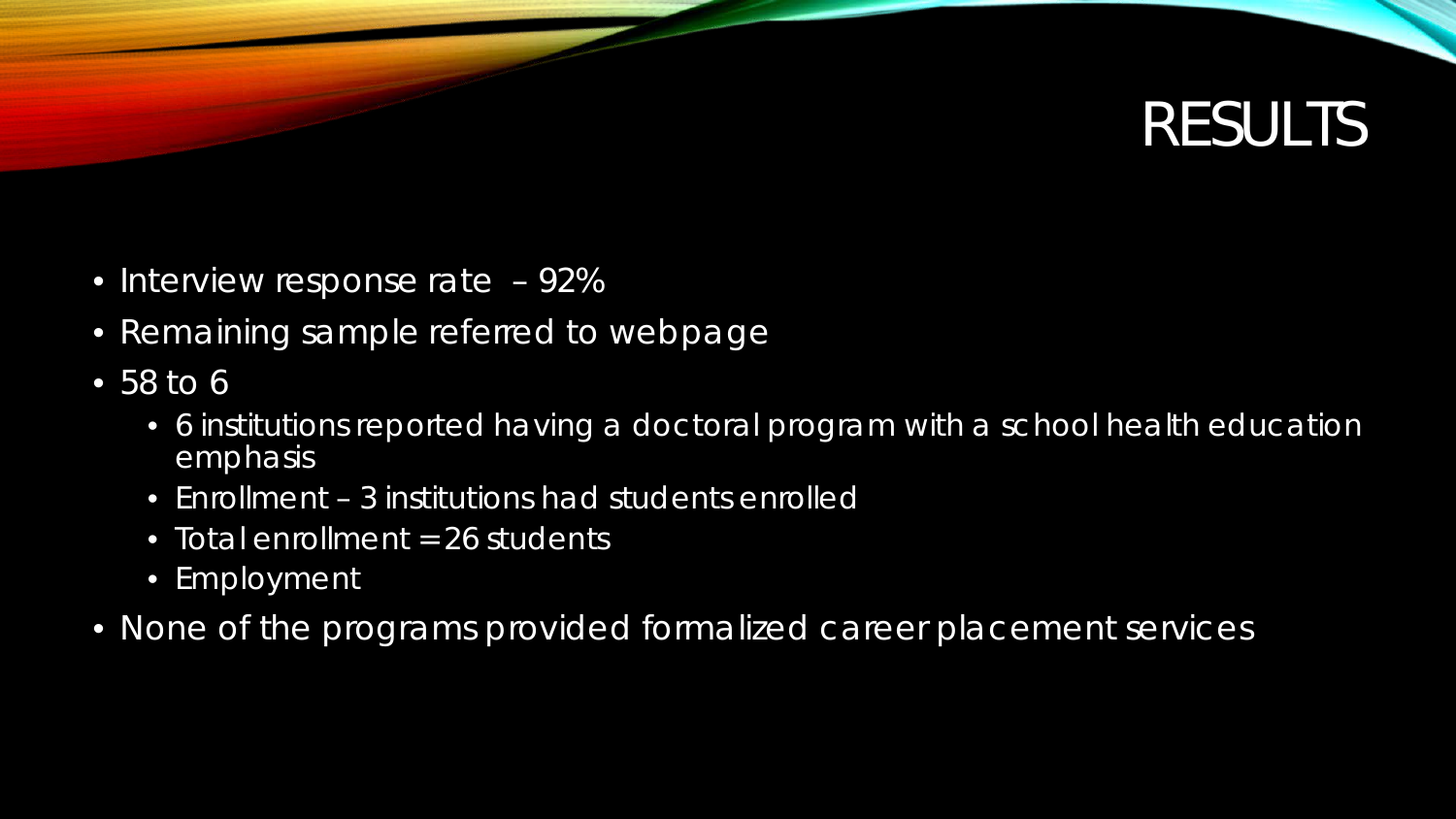# RESULTS

- Interview response rate – 92%
- Remaining sample referred to webpage
- 58 to 6
  - 6 institutions reported having a doctoral program with a school health education emphasis
  - Enrollment – 3 institutions had students enrolled
  - Total enrollment = 26 students
  - Employment
- None of the programs provided formalized career placement services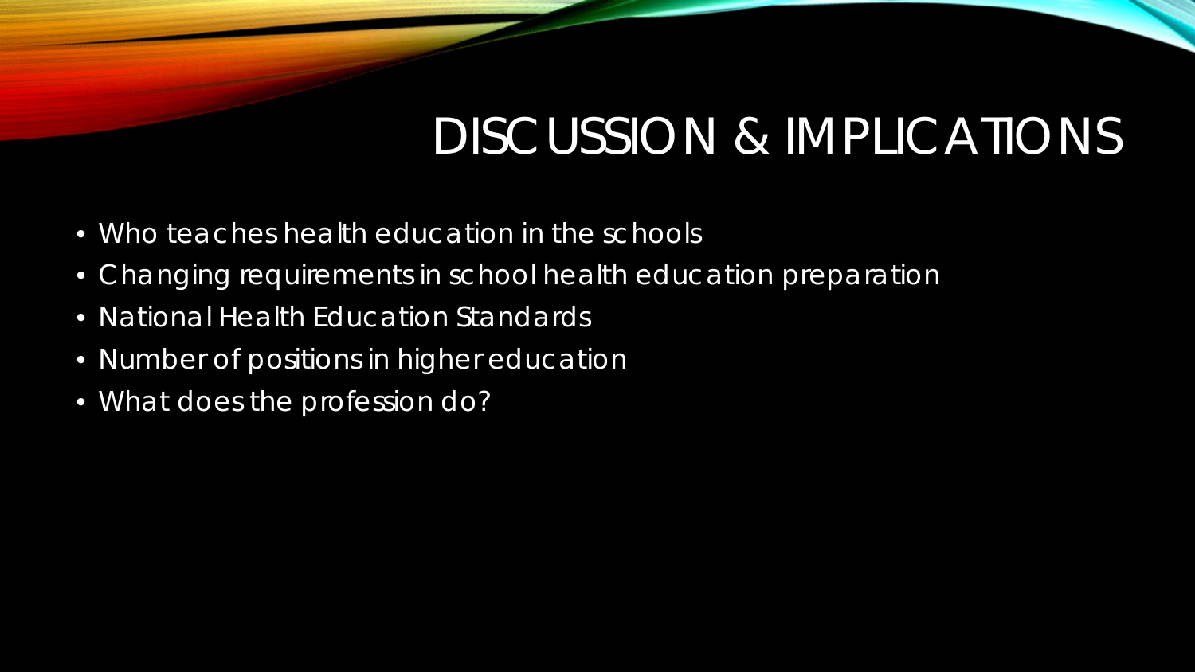# DISCUSSION & IMPLICATIONS

- Who teaches health education in the schools
- Changing requirements in school health education preparation
- National Health Education Standards
- Number of positions in higher education
- What does the profession do?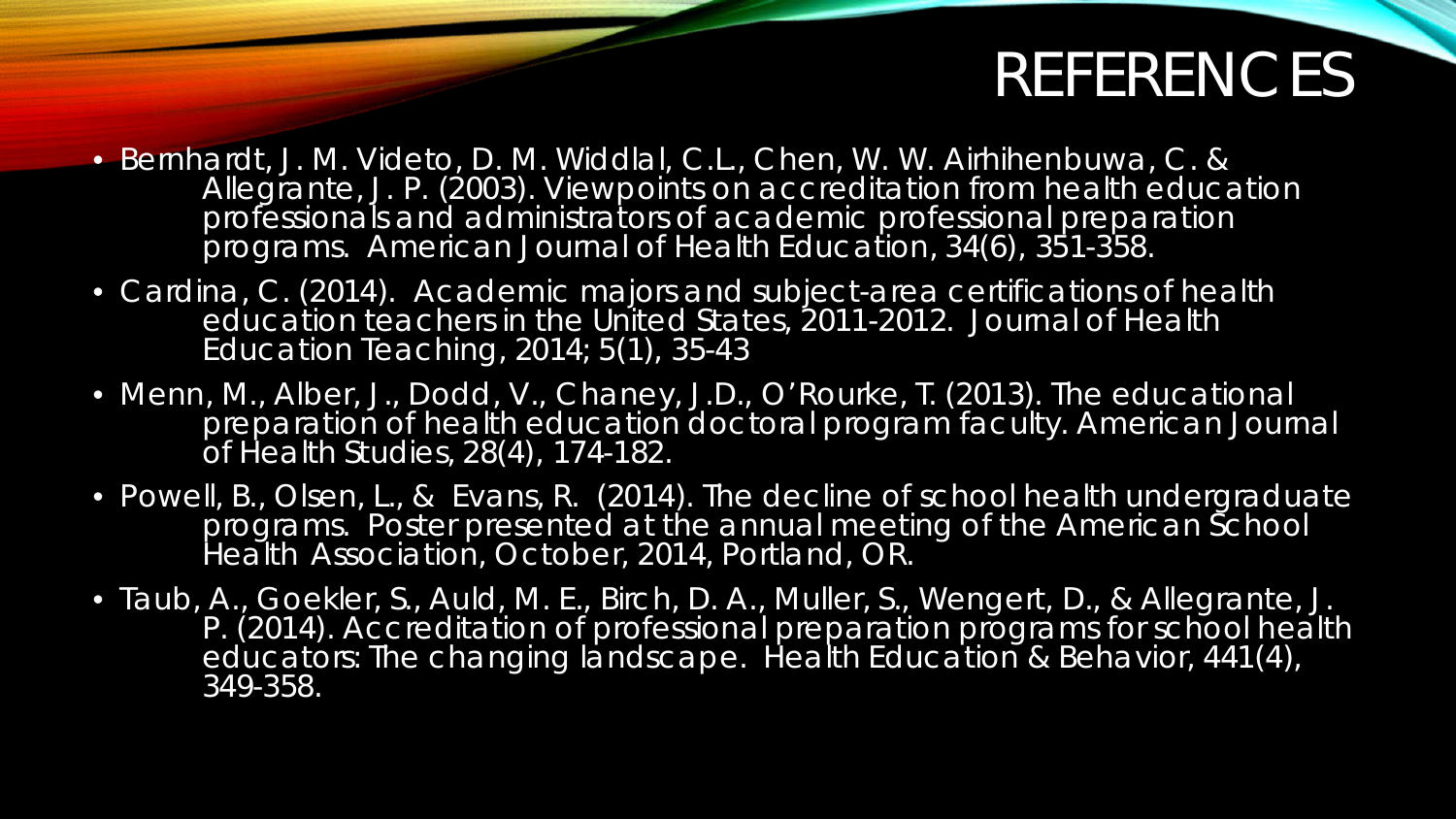# REFERENCES

- Bernhardt, J. M. Videto, D. M. Widdlal, C.L., Chen, W. W. Airhihenbuwa, C. & Allegrante, J. P. (2003). Viewpoints on accreditation from health education professionals and administrators of academic professional preparation programs. American Journal of Health Education, 34(6), 351-358.
- Cardina, C. (2014). Academic majors and subject-area certifications of health education teachers in the United States, 2011-2012. Journal of Health Education Teaching, 2014; 5(1), 35-43
- Menn, M., Alber, J., Dodd, V., Chaney, J.D., O'Rourke, T. (2013). The educational preparation of health education doctoral program faculty. American Journal of Health Studies, 28(4), 174-182.
- Powell, B., Olsen, L., & Evans, R. (2014). The decline of school health undergraduate programs. Poster presented at the annual meeting of the American School Health Association, October, 2014, Portland, OR.
- Taub, A., Goekler, S., Auld, M. E., Birch, D. A., Muller, S., Wengert, D., & Allegrante, J. P. (2014). Accreditation of professional preparation programs for school health educators: The changing landscape. Health Education & Behavior, 441(4), 349-358.